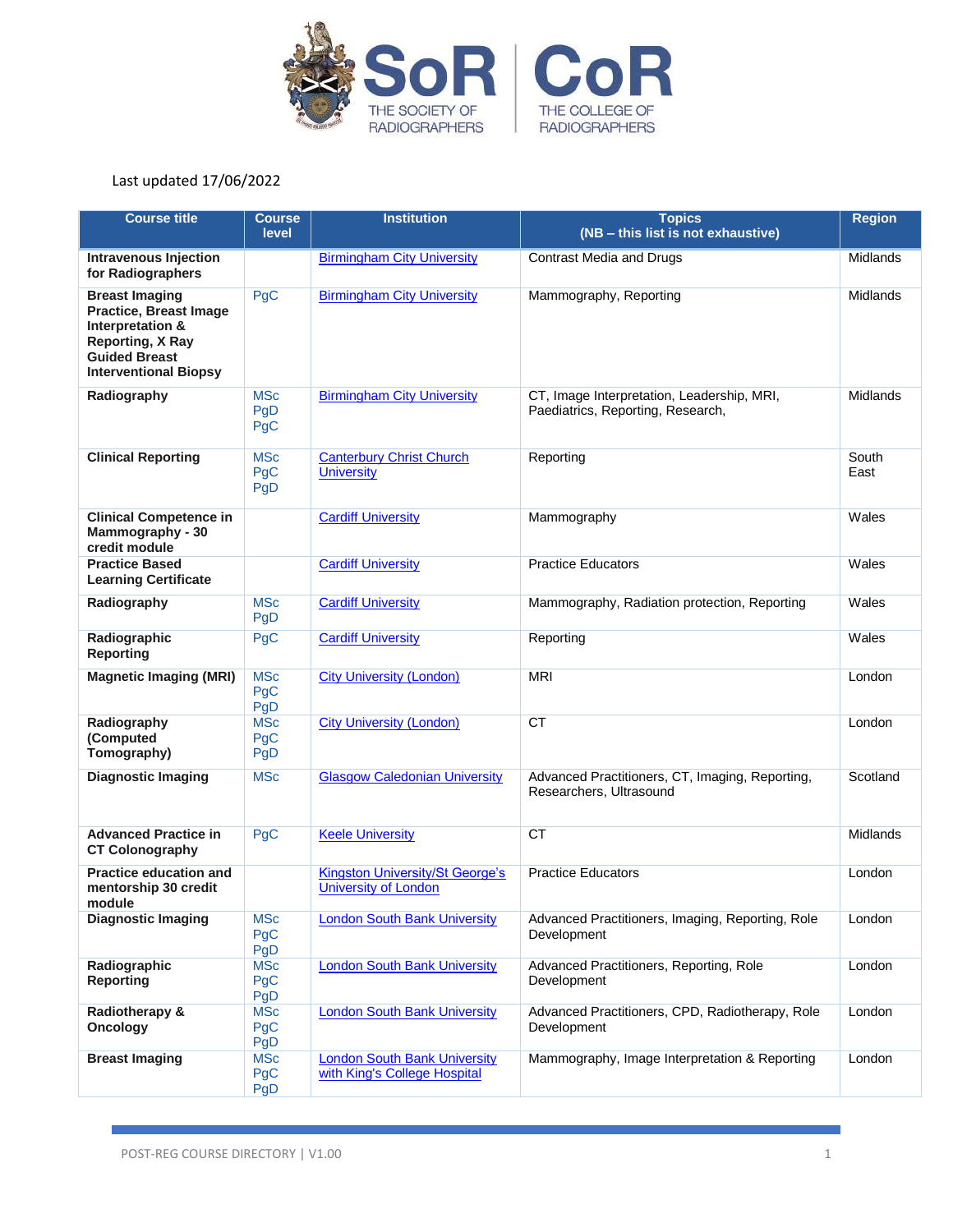Last updated 17/06/2022

| Course title | Course level | Institution | Topics (NB – this list is not exhaustive) | Region |
|---|---|---|---|---|
| **Intravenous Injection for Radiographers** | | Birmingham City University | Contrast Media and Drugs | Midlands |
| **Breast Imaging Practice, Breast Image Interpretation & Reporting, X Ray Guided Breast Interventional Biopsy** | PgC | Birmingham City University | Mammography, Reporting | Midlands |
| **Radiography** | MSc PgD PgC | Birmingham City University | CT, Image Interpretation, Leadership, MRI, Paediatrics, Reporting, Research, | Midlands |
| **Clinical Reporting** | MSc PgC PgD | Canterbury Christ Church University | Reporting | South East |
| **Clinical Competence in Mammography - 30 credit module** | | Cardiff University | Mammography | Wales |
| **Practice Based Learning Certificate** | | Cardiff University | Practice Educators | Wales |
| **Radiography** | MSc PgD | Cardiff University | Mammography, Radiation protection, Reporting | Wales |
| **Radiographic Reporting** | PgC | Cardiff University | Reporting | Wales |
| **Magnetic Imaging (MRI)** | MSc PgC PgD | City University (London) | MRI | London |
| **Radiography (Computed Tomography)** | MSc PgC PgD | City University (London) | CT | London |
| **Diagnostic Imaging** | MSc | Glasgow Caledonian University | Advanced Practitioners, CT, Imaging, Reporting, Researchers, Ultrasound | Scotland |
| **Advanced Practice in CT Colonography** | PgC | Keele University | CT | Midlands |
| **Practice education and mentorship 30 credit module** | | Kingston University/St George's University of London | Practice Educators | London |
| **Diagnostic Imaging** | MSc PgC PgD | London South Bank University | Advanced Practitioners, Imaging, Reporting, Role Development | London |
| **Radiographic Reporting** | MSc PgC PgD | London South Bank University | Advanced Practitioners, Reporting, Role Development | London |
| **Radiotherapy & Oncology** | MSc PgC PgD | London South Bank University | Advanced Practitioners, CPD, Radiotherapy, Role Development | London |
| **Breast Imaging** | MSc PgC PgD | London South Bank University with King's College Hospital | Mammography, Image Interpretation & Reporting | London |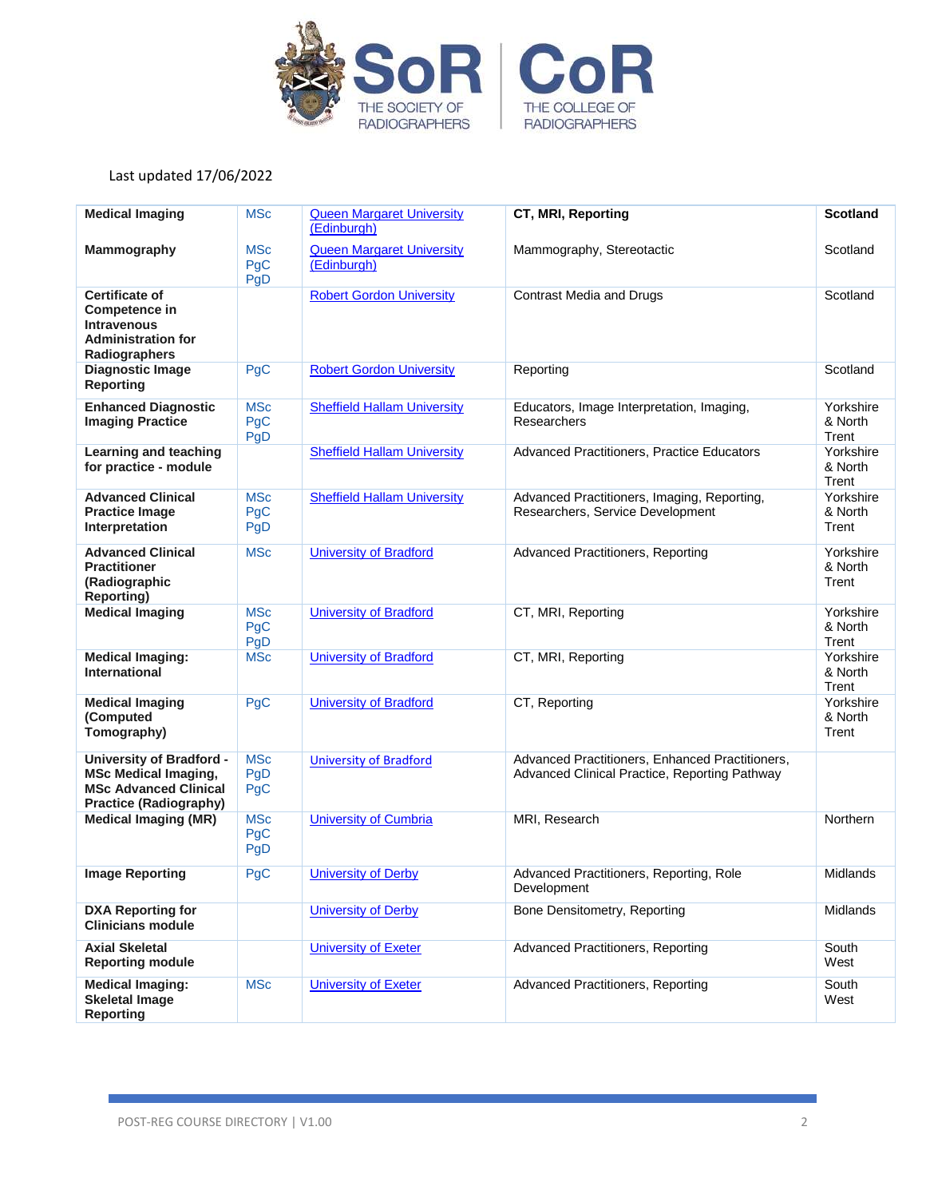Last updated 17/06/2022

| | | | | |
|---|---|---|---|---|
| **Medical Imaging** | MSc | Queen Margaret University (Edinburgh) | **CT, MRI, Reporting** | **Scotland** |
| **Mammography** | MSc PgC PgD | Queen Margaret University (Edinburgh) | Mammography, Stereotactic | Scotland |
| **Certificate of Competence in Intravenous Administration for Radiographers** | | Robert Gordon University | Contrast Media and Drugs | Scotland |
| **Diagnostic Image Reporting** | PgC | Robert Gordon University | Reporting | Scotland |
| **Enhanced Diagnostic Imaging Practice** | MSc PgC PgD | Sheffield Hallam University | Educators, Image Interpretation, Imaging, Researchers | Yorkshire & North Trent |
| **Learning and teaching for practice - module** | | Sheffield Hallam University | Advanced Practitioners, Practice Educators | Yorkshire & North Trent |
| **Advanced Clinical Practice Image Interpretation** | MSc PgC PgD | Sheffield Hallam University | Advanced Practitioners, Imaging, Reporting, Researchers, Service Development | Yorkshire & North Trent |
| **Advanced Clinical Practitioner (Radiographic Reporting)** | MSc | University of Bradford | Advanced Practitioners, Reporting | Yorkshire & North Trent |
| **Medical Imaging** | MSc PgC PgD | University of Bradford | CT, MRI, Reporting | Yorkshire & North Trent |
| **Medical Imaging: International** | MSc | University of Bradford | CT, MRI, Reporting | Yorkshire & North Trent |
| **Medical Imaging (Computed Tomography)** | PgC | University of Bradford | CT, Reporting | Yorkshire & North Trent |
| **University of Bradford - MSc Medical Imaging, MSc Advanced Clinical Practice (Radiography)** | MSc PgD PgC | University of Bradford | Advanced Practitioners, Enhanced Practitioners, Advanced Clinical Practice, Reporting Pathway | |
| **Medical Imaging (MR)** | MSc PgC PgD | University of Cumbria | MRI, Research | Northern |
| **Image Reporting** | PgC | University of Derby | Advanced Practitioners, Reporting, Role Development | Midlands |
| **DXA Reporting for Clinicians module** | | University of Derby | Bone Densitometry, Reporting | Midlands |
| **Axial Skeletal Reporting module** | | University of Exeter | Advanced Practitioners, Reporting | South West |
| **Medical Imaging: Skeletal Image Reporting** | MSc | University of Exeter | Advanced Practitioners, Reporting | South West |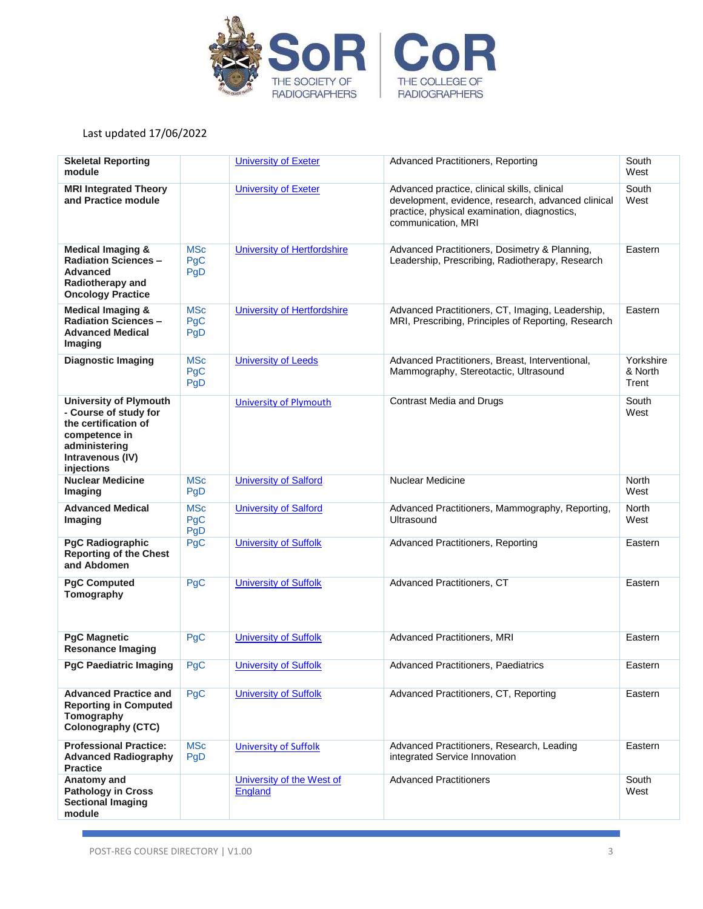Last updated 17/06/2022

| | | | | |
|---|---|---|---|---|
| **Skeletal Reporting module** | | University of Exeter | Advanced Practitioners, Reporting | South West |
| **MRI Integrated Theory and Practice module** | | University of Exeter | Advanced practice, clinical skills, clinical development, evidence, research, advanced clinical practice, physical examination, diagnostics, communication, MRI | South West |
| **Medical Imaging & Radiation Sciences – Advanced Radiotherapy and Oncology Practice** | MSc PgC PgD | University of Hertfordshire | Advanced Practitioners, Dosimetry & Planning, Leadership, Prescribing, Radiotherapy, Research | Eastern |
| **Medical Imaging & Radiation Sciences – Advanced Medical Imaging** | MSc PgC PgD | University of Hertfordshire | Advanced Practitioners, CT, Imaging, Leadership, MRI, Prescribing, Principles of Reporting, Research | Eastern |
| **Diagnostic Imaging** | MSc PgC PgD | University of Leeds | Advanced Practitioners, Breast, Interventional, Mammography, Stereotactic, Ultrasound | Yorkshire & North Trent |
| **University of Plymouth - Course of study for the certification of competence in administering Intravenous (IV) injections** | | University of Plymouth | Contrast Media and Drugs | South West |
| **Nuclear Medicine Imaging** | MSc PgD | University of Salford | Nuclear Medicine | North West |
| **Advanced Medical Imaging** | MSc PgC PgD | University of Salford | Advanced Practitioners, Mammography, Reporting, Ultrasound | North West |
| **PgC Radiographic Reporting of the Chest and Abdomen** | PgC | University of Suffolk | Advanced Practitioners, Reporting | Eastern |
| **PgC Computed Tomography** | PgC | University of Suffolk | Advanced Practitioners, CT | Eastern |
| **PgC Magnetic Resonance Imaging** | PgC | University of Suffolk | Advanced Practitioners, MRI | Eastern |
| **PgC Paediatric Imaging** | PgC | University of Suffolk | Advanced Practitioners, Paediatrics | Eastern |
| **Advanced Practice and Reporting in Computed Tomography Colonography (CTC)** | PgC | University of Suffolk | Advanced Practitioners, CT, Reporting | Eastern |
| **Professional Practice: Advanced Radiography Practice** | MSc PgD | University of Suffolk | Advanced Practitioners, Research, Leading integrated Service Innovation | Eastern |
| **Anatomy and Pathology in Cross Sectional Imaging module** | | University of the West of England | Advanced Practitioners | South West |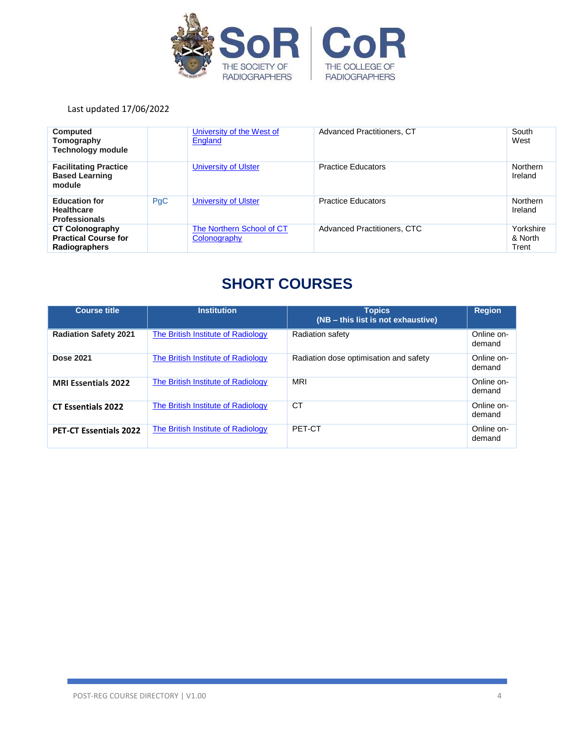Last updated 17/06/2022

| | | | | |
|---|---|---|---|---|
| **Computed Tomography Technology module** | | University of the West of England | Advanced Practitioners, CT | South West |
| **Facilitating Practice Based Learning module** | | University of Ulster | Practice Educators | Northern Ireland |
| **Education for Healthcare Professionals** | PgC | University of Ulster | Practice Educators | Northern Ireland |
| **CT Colonography Practical Course for Radiographers** | | The Northern School of CT Colonography | Advanced Practitioners, CTC | Yorkshire & North Trent |

## SHORT COURSES

| Course title | Institution | Topics (NB – this list is not exhaustive) | Region |
|---|---|---|---|
| **Radiation Safety 2021** | The British Institute of Radiology | Radiation safety | Online on-demand |
| **Dose 2021** | The British Institute of Radiology | Radiation dose optimisation and safety | Online on-demand |
| **MRI Essentials 2022** | The British Institute of Radiology | MRI | Online on-demand |
| **CT Essentials 2022** | The British Institute of Radiology | CT | Online on-demand |
| **PET-CT Essentials 2022** | The British Institute of Radiology | PET-CT | Online on-demand |